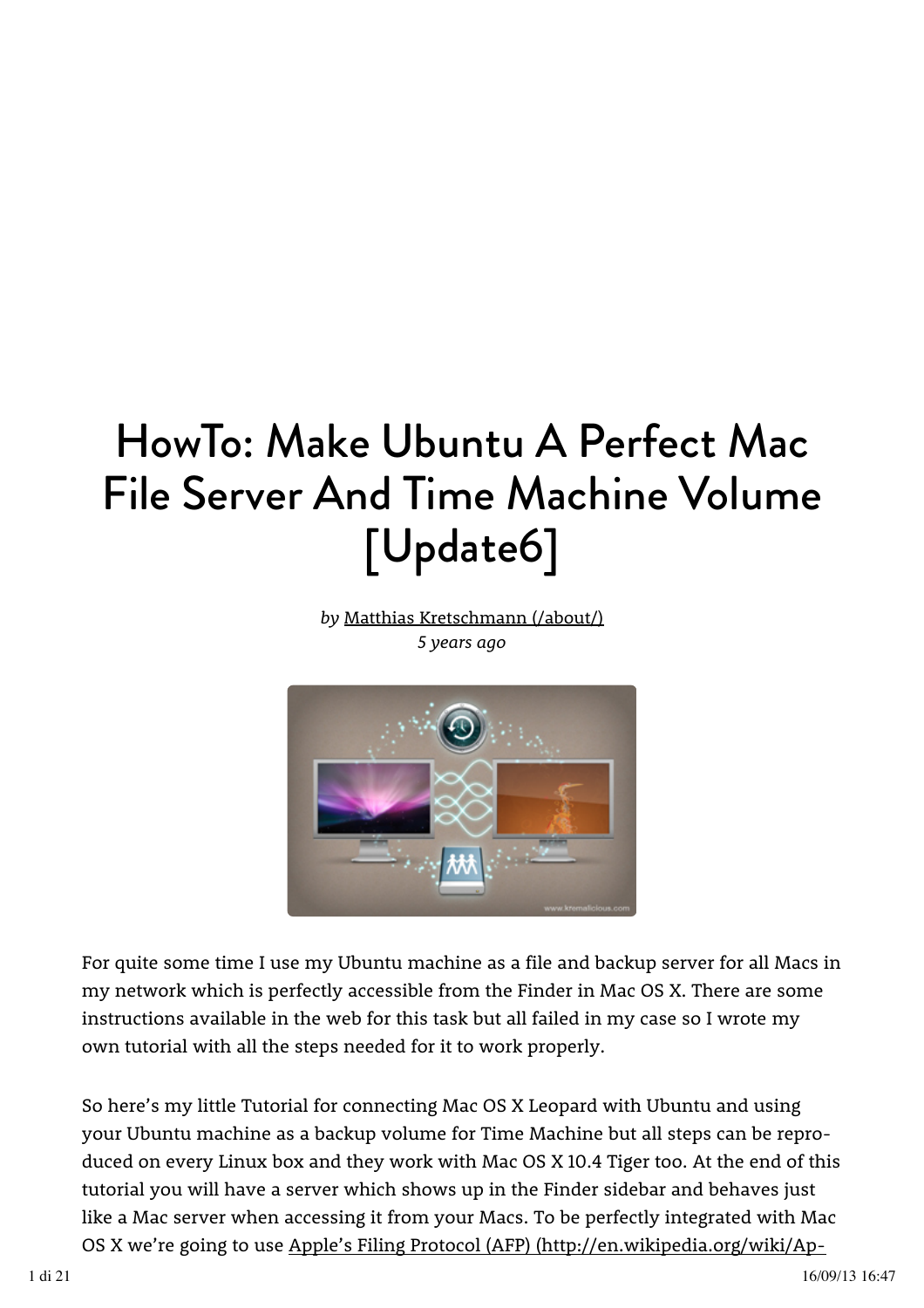# HowTo: Make Ubuntu A Perfect Mac File Server And Time Machine Volume [Update6]

*by* Matthias Kretschmann (/about/)
*5 years ago*

For quite some time I use my Ubuntu machine as a file and backup server for all Macs in my network which is perfectly accessible from the Finder in Mac OS X. There are some instructions available in the web for this task but all failed in my case so I wrote my own tutorial with all the steps needed for it to work properly.

So here's my little Tutorial for connecting Mac OS X Leopard with Ubuntu and using your Ubuntu machine as a backup volume for Time Machine but all steps can be reproduced on every Linux box and they work with Mac OS X 10.4 Tiger too. At the end of this tutorial you will have a server which shows up in the Finder sidebar and behaves just like a Mac server when accessing it from your Macs. To be perfectly integrated with Mac OS X we're going to use Apple's Filing Protocol (AFP) (http://en.wikipedia.org/wiki/Ap-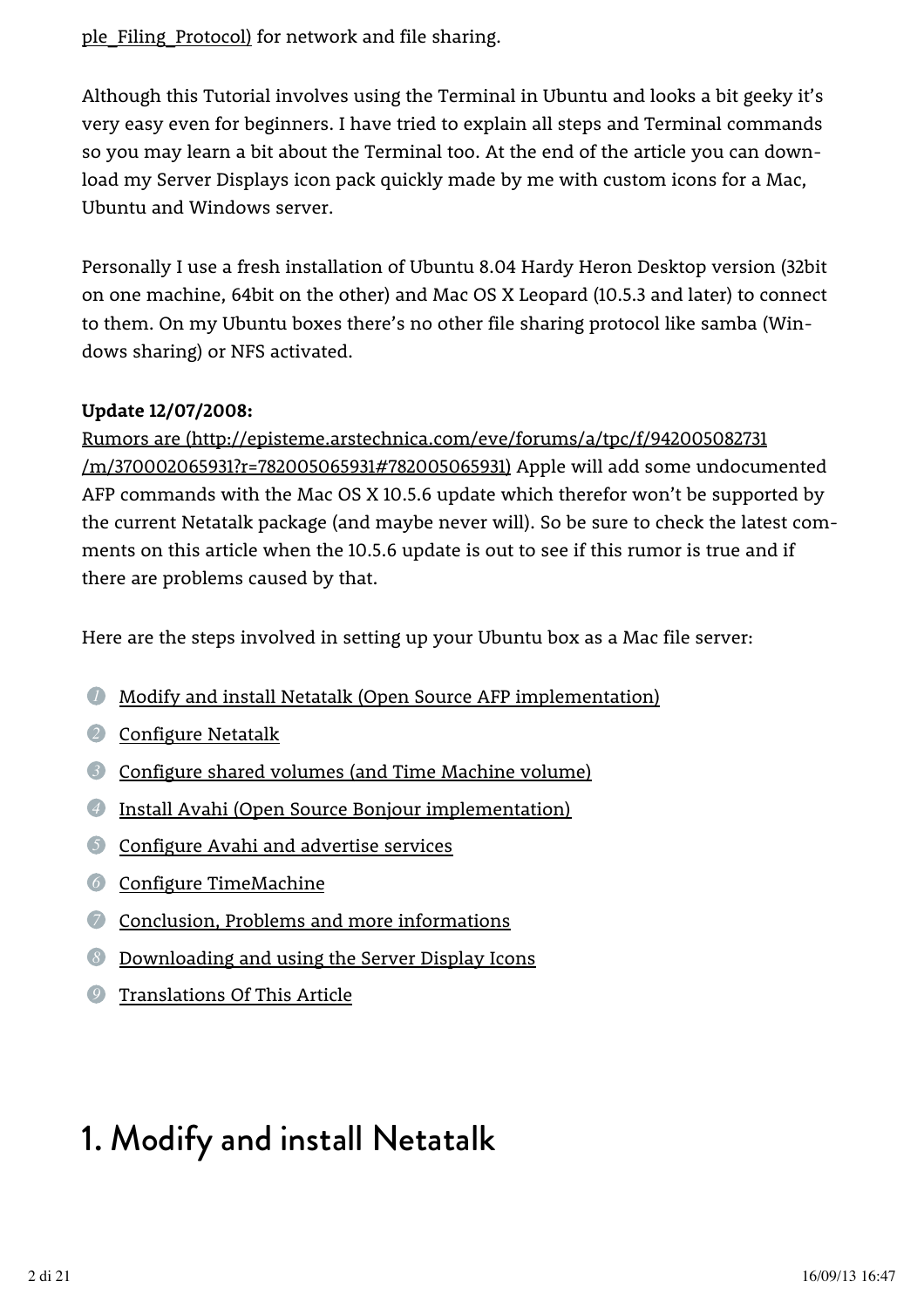ple_Filing_Protocol) for network and file sharing.

Although this Tutorial involves using the Terminal in Ubuntu and looks a bit geeky it's very easy even for beginners. I have tried to explain all steps and Terminal commands so you may learn a bit about the Terminal too. At the end of the article you can download my Server Displays icon pack quickly made by me with custom icons for a Mac, Ubuntu and Windows server.

Personally I use a fresh installation of Ubuntu 8.04 Hardy Heron Desktop version (32bit on one machine, 64bit on the other) and Mac OS X Leopard (10.5.3 and later) to connect to them. On my Ubuntu boxes there's no other file sharing protocol like samba (Windows sharing) or NFS activated.

**Update 12/07/2008:**
Rumors are (http://episteme.arstechnica.com/eve/forums/a/tpc/f/942005082731/m/370002065931?r=782005065931#782005065931) Apple will add some undocumented AFP commands with the Mac OS X 10.5.6 update which therefor won't be supported by the current Netatalk package (and maybe never will). So be sure to check the latest comments on this article when the 10.5.6 update is out to see if this rumor is true and if there are problems caused by that.

Here are the steps involved in setting up your Ubuntu box as a Mac file server:

1. Modify and install Netatalk (Open Source AFP implementation)
2. Configure Netatalk
3. Configure shared volumes (and Time Machine volume)
4. Install Avahi (Open Source Bonjour implementation)
5. Configure Avahi and advertise services
6. Configure TimeMachine
7. Conclusion, Problems and more informations
8. Downloading and using the Server Display Icons
9. Translations Of This Article

# 1. Modify and install Netatalk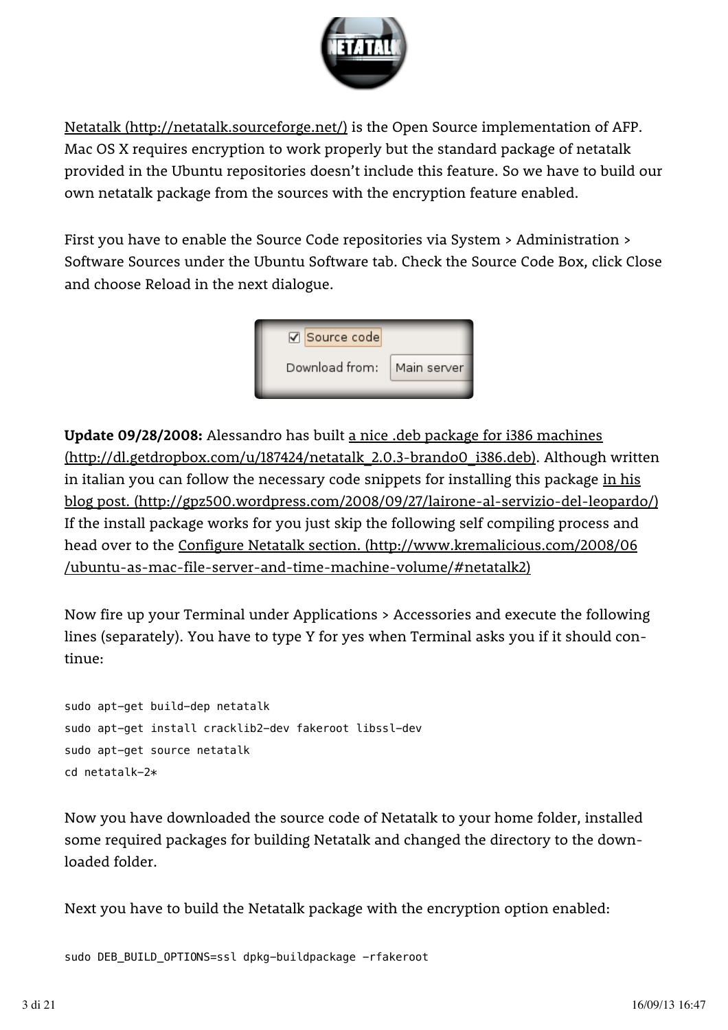[Netatalk (http://netatalk.sourceforge.net/)](http://netatalk.sourceforge.net/) is the Open Source implementation of AFP. Mac OS X requires encryption to work properly but the standard package of netatalk provided in the Ubuntu repositories doesn't include this feature. So we have to build our own netatalk package from the sources with the encryption feature enabled.

First you have to enable the Source Code repositories via System > Administration > Software Sources under the Ubuntu Software tab. Check the Source Code Box, click Close and choose Reload in the next dialogue.

**Update 09/28/2008:** Alessandro has built [a nice .deb package for i386 machines (http://dl.getdropbox.com/u/187424/netatalk_2.0.3-brando0_i386.deb)](http://dl.getdropbox.com/u/187424/netatalk_2.0.3-brando0_i386.deb). Although written in italian you can follow the necessary code snippets for installing this package [in his blog post. (http://gpz500.wordpress.com/2008/09/27/lairone-al-servizio-del-leopardo/)](http://gpz500.wordpress.com/2008/09/27/lairone-al-servizio-del-leopardo/) If the install package works for you just skip the following self compiling process and head over to the [Configure Netatalk section. (http://www.kremalicious.com/2008/06/ubuntu-as-mac-file-server-and-time-machine-volume/#netatalk2)](http://www.kremalicious.com/2008/06/ubuntu-as-mac-file-server-and-time-machine-volume/#netatalk2)

Now fire up your Terminal under Applications > Accessories and execute the following lines (separately). You have to type Y for yes when Terminal asks you if it should continue:

```
sudo apt-get build-dep netatalk
sudo apt-get install cracklib2-dev fakeroot libssl-dev
sudo apt-get source netatalk
cd netatalk-2*
```

Now you have downloaded the source code of Netatalk to your home folder, installed some required packages for building Netatalk and changed the directory to the downloaded folder.

Next you have to build the Netatalk package with the encryption option enabled:

```
sudo DEB_BUILD_OPTIONS=ssl dpkg-buildpackage -rfakeroot
```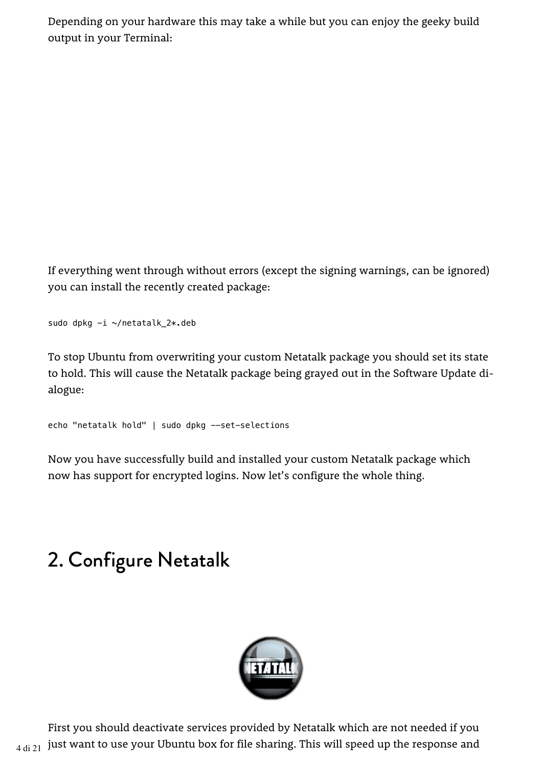Depending on your hardware this may take a while but you can enjoy the geeky build output in your Terminal:

If everything went through without errors (except the signing warnings, can be ignored) you can install the recently created package:

```
sudo dpkg -i ~/netatalk_2*.deb
```

To stop Ubuntu from overwriting your custom Netatalk package you should set its state to hold. This will cause the Netatalk package being grayed out in the Software Update dialogue:

```
echo "netatalk hold" | sudo dpkg --set-selections
```

Now you have successfully build and installed your custom Netatalk package which now has support for encrypted logins. Now let's configure the whole thing.

## 2. Configure Netatalk

First you should deactivate services provided by Netatalk which are not needed if you just want to use your Ubuntu box for file sharing. This will speed up the response and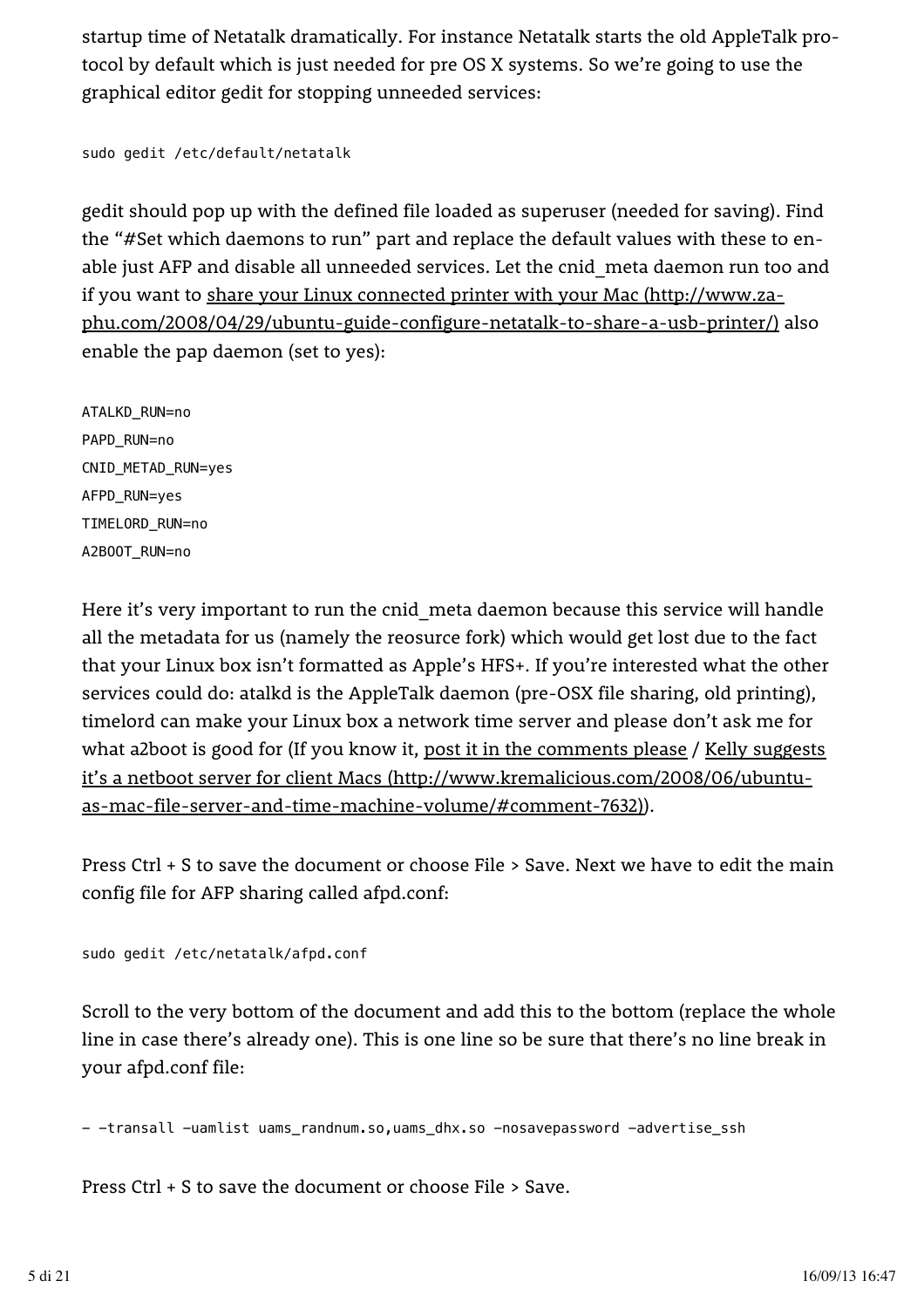startup time of Netatalk dramatically. For instance Netatalk starts the old AppleTalk protocol by default which is just needed for pre OS X systems. So we're going to use the graphical editor gedit for stopping unneeded services:

```
sudo gedit /etc/default/netatalk
```

gedit should pop up with the defined file loaded as superuser (needed for saving). Find the "#Set which daemons to run" part and replace the default values with these to enable just AFP and disable all unneeded services. Let the cnid_meta daemon run too and if you want to share your Linux connected printer with your Mac (http://www.zaphu.com/2008/04/29/ubuntu-guide-configure-netatalk-to-share-a-usb-printer/) also enable the pap daemon (set to yes):

```
ATALKD_RUN=no
PAPD_RUN=no
CNID_METAD_RUN=yes
AFPD_RUN=yes
TIMELORD_RUN=no
A2BOOT_RUN=no
```

Here it's very important to run the cnid_meta daemon because this service will handle all the metadata for us (namely the reosurce fork) which would get lost due to the fact that your Linux box isn't formatted as Apple's HFS+. If you're interested what the other services could do: atalkd is the AppleTalk daemon (pre-OSX file sharing, old printing), timelord can make your Linux box a network time server and please don't ask me for what a2boot is good for (If you know it, post it in the comments please / Kelly suggests it's a netboot server for client Macs (http://www.kremalicious.com/2008/06/ubuntu-as-mac-file-server-and-time-machine-volume/#comment-7632)).

Press Ctrl + S to save the document or choose File > Save. Next we have to edit the main config file for AFP sharing called afpd.conf:

```
sudo gedit /etc/netatalk/afpd.conf
```

Scroll to the very bottom of the document and add this to the bottom (replace the whole line in case there's already one). This is one line so be sure that there's no line break in your afpd.conf file:

```
- -transall -uamlist uams_randnum.so,uams_dhx.so -nosavepassword -advertise_ssh
```

Press Ctrl + S to save the document or choose File > Save.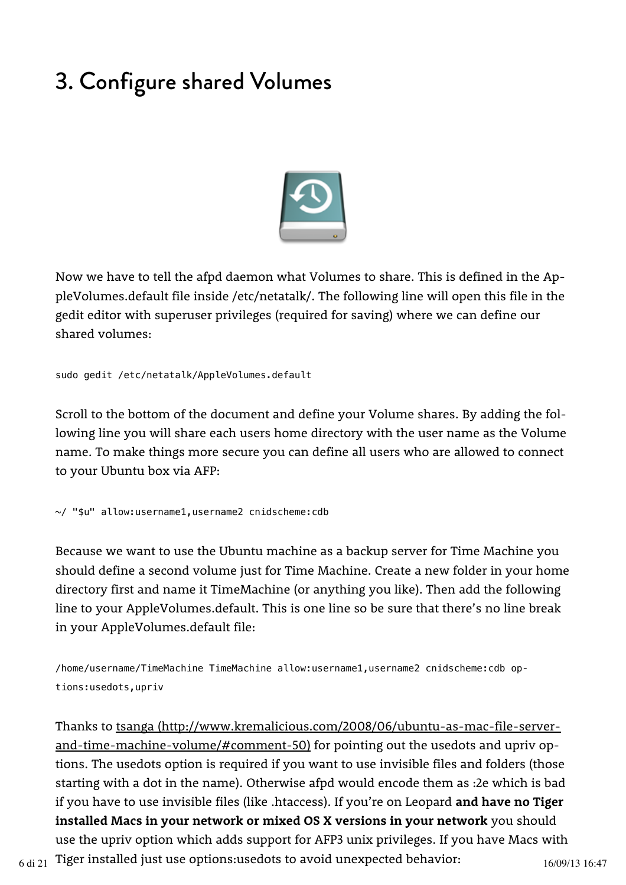# 3. Configure shared Volumes

Now we have to tell the afpd daemon what Volumes to share. This is defined in the AppleVolumes.default file inside /etc/netatalk/. The following line will open this file in the gedit editor with superuser privileges (required for saving) where we can define our shared volumes:

```
sudo gedit /etc/netatalk/AppleVolumes.default
```

Scroll to the bottom of the document and define your Volume shares. By adding the following line you will share each users home directory with the user name as the Volume name. To make things more secure you can define all users who are allowed to connect to your Ubuntu box via AFP:

```
~/ "$u" allow:username1,username2 cnidscheme:cdb
```

Because we want to use the Ubuntu machine as a backup server for Time Machine you should define a second volume just for Time Machine. Create a new folder in your home directory first and name it TimeMachine (or anything you like). Then add the following line to your AppleVolumes.default. This is one line so be sure that there's no line break in your AppleVolumes.default file:

```
/home/username/TimeMachine TimeMachine allow:username1,username2 cnidscheme:cdb options:usedots,upriv
```

Thanks to tsanga (http://www.kremalicious.com/2008/06/ubuntu-as-mac-file-server-and-time-machine-volume/#comment-50) for pointing out the usedots and upriv options. The usedots option is required if you want to use invisible files and folders (those starting with a dot in the name). Otherwise afpd would encode them as :2e which is bad if you have to use invisible files (like .htaccess). If you're on Leopard **and have no Tiger installed Macs in your network or mixed OS X versions in your network** you should use the upriv option which adds support for AFP3 unix privileges. If you have Macs with Tiger installed just use options:usedots to avoid unexpected behavior: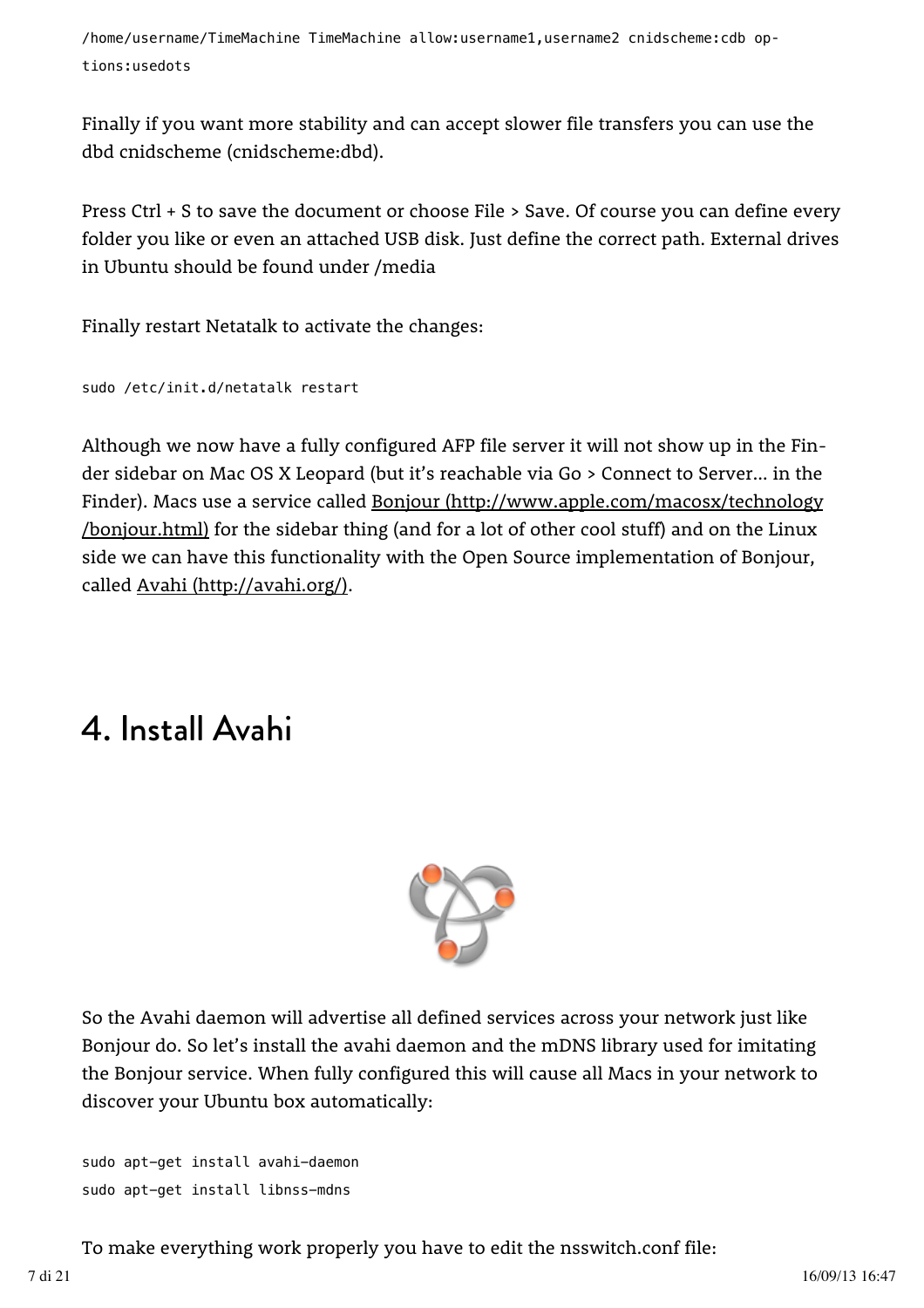```
/home/username/TimeMachine TimeMachine allow:username1,username2 cnidscheme:cdb options:usedots
```

Finally if you want more stability and can accept slower file transfers you can use the dbd cnidscheme (cnidscheme:dbd).

Press Ctrl + S to save the document or choose File > Save. Of course you can define every folder you like or even an attached USB disk. Just define the correct path. External drives in Ubuntu should be found under /media

Finally restart Netatalk to activate the changes:

```
sudo /etc/init.d/netatalk restart
```

Although we now have a fully configured AFP file server it will not show up in the Finder sidebar on Mac OS X Leopard (but it's reachable via Go > Connect to Server... in the Finder). Macs use a service called Bonjour (http://www.apple.com/macosx/technology/bonjour.html) for the sidebar thing (and for a lot of other cool stuff) and on the Linux side we can have this functionality with the Open Source implementation of Bonjour, called Avahi (http://avahi.org/).

# 4. Install Avahi

So the Avahi daemon will advertise all defined services across your network just like Bonjour do. So let's install the avahi daemon and the mDNS library used for imitating the Bonjour service. When fully configured this will cause all Macs in your network to discover your Ubuntu box automatically:

```
sudo apt-get install avahi-daemon
sudo apt-get install libnss-mdns
```

To make everything work properly you have to edit the nsswitch.conf file: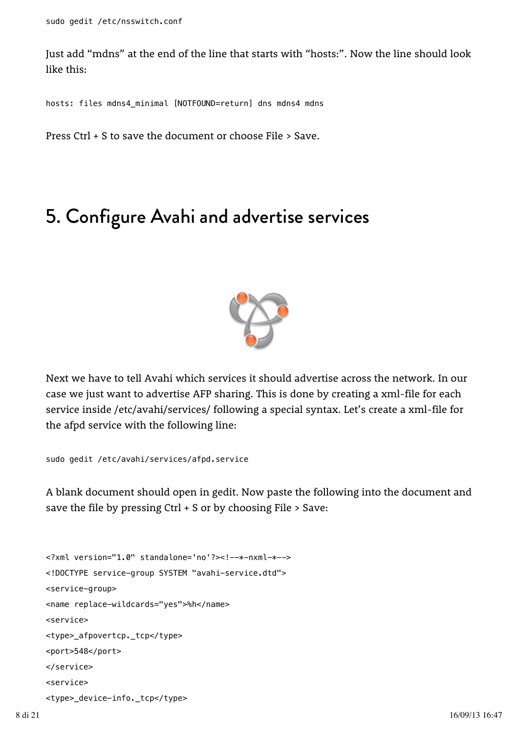```
sudo gedit /etc/nsswitch.conf
```

Just add “mdns” at the end of the line that starts with “hosts:”. Now the line should look like this:

```
hosts: files mdns4_minimal [NOTFOUND=return] dns mdns4 mdns
```

Press Ctrl + S to save the document or choose File > Save.

# 5. Configure Avahi and advertise services

Next we have to tell Avahi which services it should advertise across the network. In our case we just want to advertise AFP sharing. This is done by creating a xml-file for each service inside /etc/avahi/services/ following a special syntax. Let’s create a xml-file for the afpd service with the following line:

```
sudo gedit /etc/avahi/services/afpd.service
```

A blank document should open in gedit. Now paste the following into the document and save the file by pressing Ctrl + S or by choosing File > Save:

```
<?xml version="1.0" standalone='no'?><!--*-nxml-*-->
<!DOCTYPE service-group SYSTEM "avahi-service.dtd">
<service-group>
<name replace-wildcards="yes">%h</name>
<service>
<type>_afpovertcp._tcp</type>
<port>548</port>
</service>
<service>
<type>_device-info._tcp</type>
```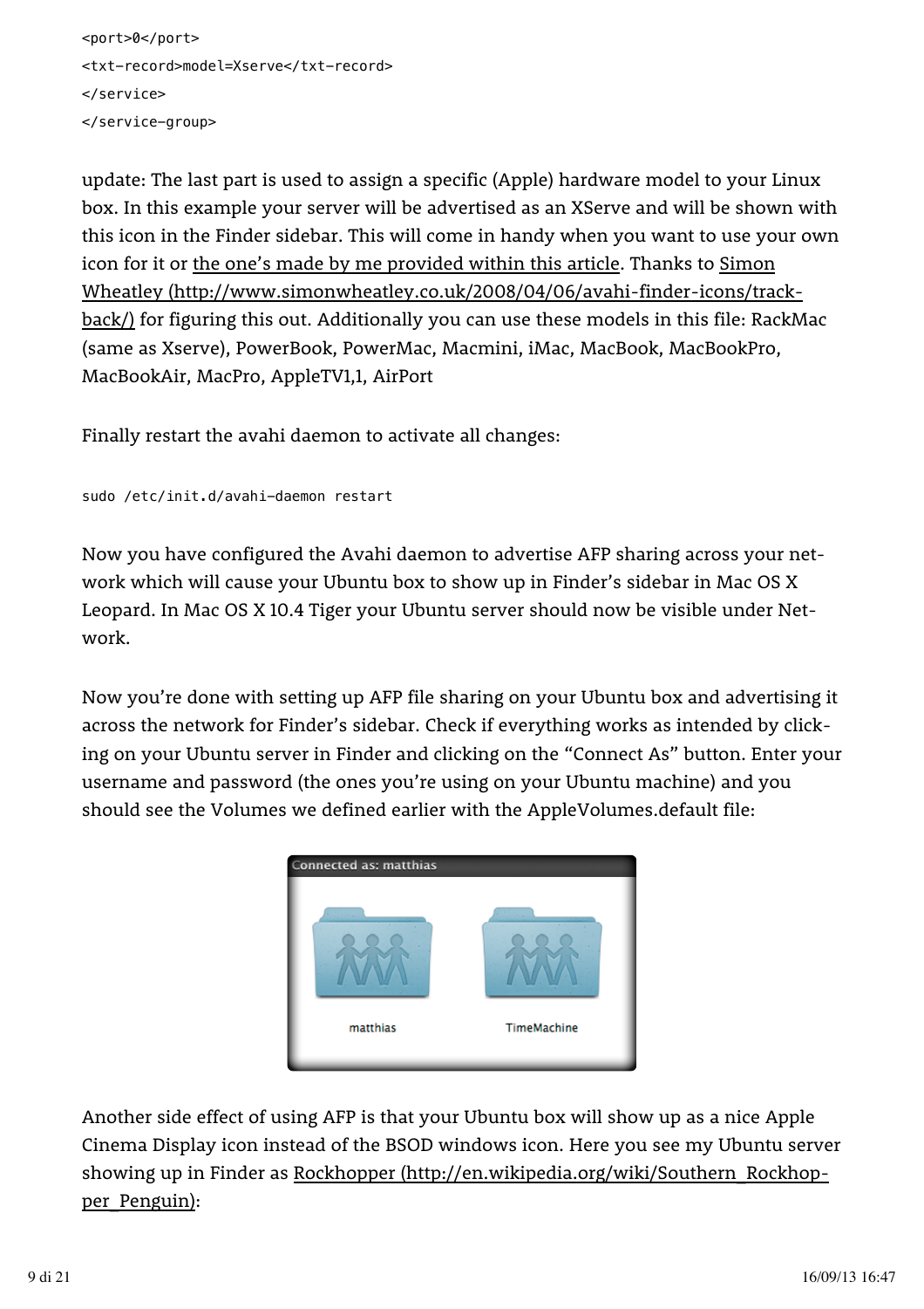```
<port>0</port>
<txt-record>model=Xserve</txt-record>
</service>
</service-group>
```

update: The last part is used to assign a specific (Apple) hardware model to your Linux box. In this example your server will be advertised as an XServe and will be shown with this icon in the Finder sidebar. This will come in handy when you want to use your own icon for it or the one's made by me provided within this article. Thanks to Simon Wheatley (http://www.simonwheatley.co.uk/2008/04/06/avahi-finder-icons/track-back/) for figuring this out. Additionally you can use these models in this file: RackMac (same as Xserve), PowerBook, PowerMac, Macmini, iMac, MacBook, MacBookPro, MacBookAir, MacPro, AppleTV1,1, AirPort

Finally restart the avahi daemon to activate all changes:

```
sudo /etc/init.d/avahi-daemon restart
```

Now you have configured the Avahi daemon to advertise AFP sharing across your network which will cause your Ubuntu box to show up in Finder's sidebar in Mac OS X Leopard. In Mac OS X 10.4 Tiger your Ubuntu server should now be visible under Network.

Now you're done with setting up AFP file sharing on your Ubuntu box and advertising it across the network for Finder's sidebar. Check if everything works as intended by clicking on your Ubuntu server in Finder and clicking on the "Connect As" button. Enter your username and password (the ones you're using on your Ubuntu machine) and you should see the Volumes we defined earlier with the AppleVolumes.default file:

Connected as: matthias

matthias TimeMachine

Another side effect of using AFP is that your Ubuntu box will show up as a nice Apple Cinema Display icon instead of the BSOD windows icon. Here you see my Ubuntu server showing up in Finder as Rockhopper (http://en.wikipedia.org/wiki/Southern_Rockhopper_Penguin):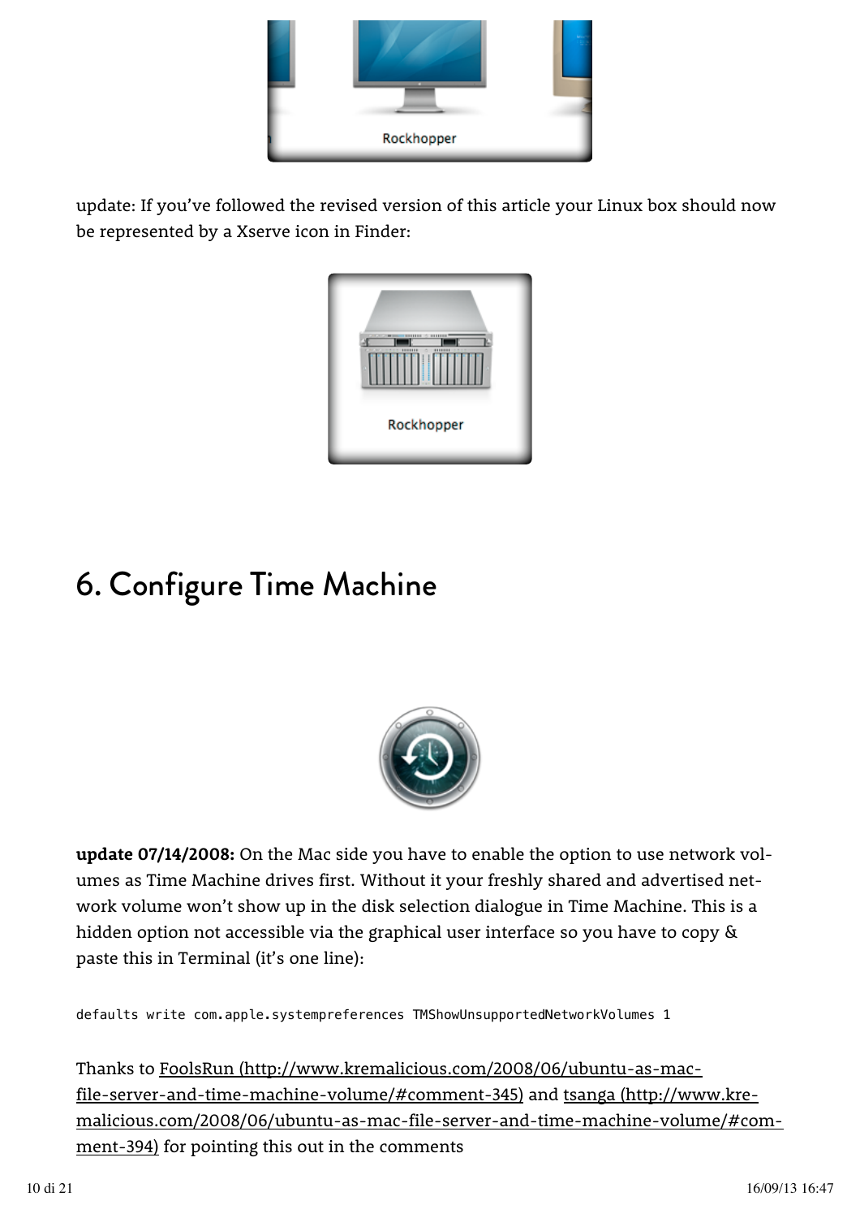Rockhopper

update: If you've followed the revised version of this article your Linux box should now be represented by a Xserve icon in Finder:

Rockhopper

# 6. Configure Time Machine

**update 07/14/2008:** On the Mac side you have to enable the option to use network volumes as Time Machine drives first. Without it your freshly shared and advertised network volume won't show up in the disk selection dialogue in Time Machine. This is a hidden option not accessible via the graphical user interface so you have to copy & paste this in Terminal (it's one line):

```
defaults write com.apple.systempreferences TMShowUnsupportedNetworkVolumes 1
```

Thanks to FoolsRun (http://www.kremalicious.com/2008/06/ubuntu-as-mac-file-server-and-time-machine-volume/#comment-345) and tsanga (http://www.kremalicious.com/2008/06/ubuntu-as-mac-file-server-and-time-machine-volume/#comment-394) for pointing this out in the comments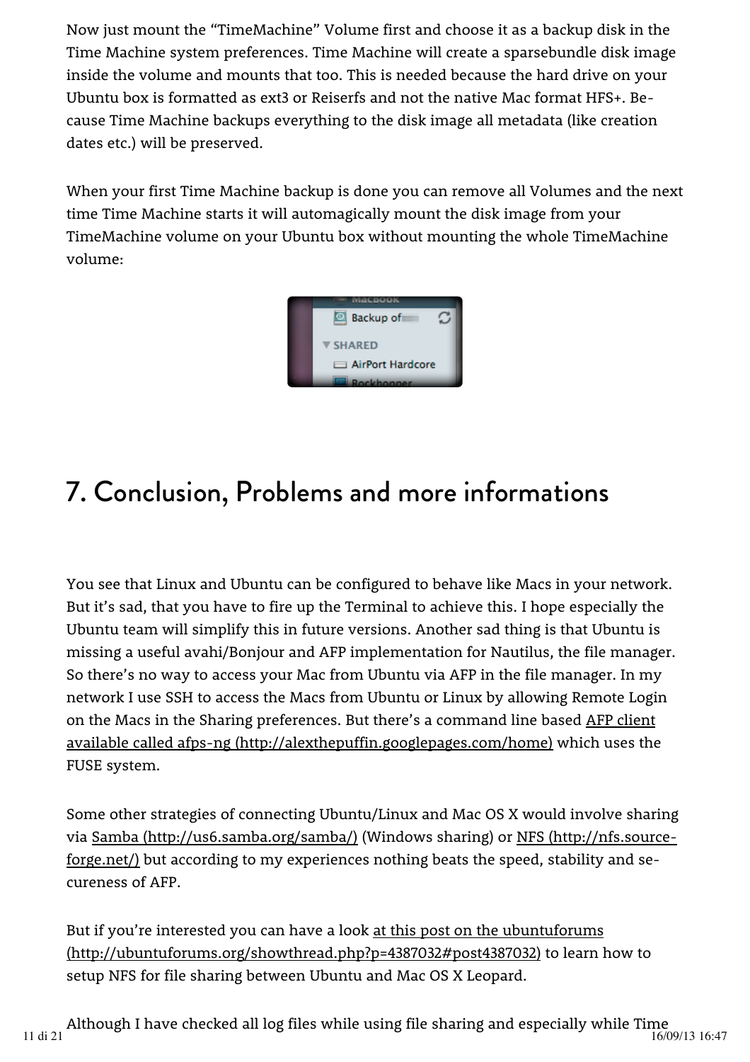Now just mount the “TimeMachine” Volume first and choose it as a backup disk in the Time Machine system preferences. Time Machine will create a sparsebundle disk image inside the volume and mounts that too. This is needed because the hard drive on your Ubuntu box is formatted as ext3 or Reiserfs and not the native Mac format HFS+. Because Time Machine backups everything to the disk image all metadata (like creation dates etc.) will be preserved.

When your first Time Machine backup is done you can remove all Volumes and the next time Time Machine starts it will automagically mount the disk image from your TimeMachine volume on your Ubuntu box without mounting the whole TimeMachine volume:

## 7. Conclusion, Problems and more informations

You see that Linux and Ubuntu can be configured to behave like Macs in your network. But it’s sad, that you have to fire up the Terminal to achieve this. I hope especially the Ubuntu team will simplify this in future versions. Another sad thing is that Ubuntu is missing a useful avahi/Bonjour and AFP implementation for Nautilus, the file manager. So there’s no way to access your Mac from Ubuntu via AFP in the file manager. In my network I use SSH to access the Macs from Ubuntu or Linux by allowing Remote Login on the Macs in the Sharing preferences. But there’s a command line based AFP client available called afps-ng (http://alexthepuffin.googlepages.com/home) which uses the FUSE system.

Some other strategies of connecting Ubuntu/Linux and Mac OS X would involve sharing via Samba (http://us6.samba.org/samba/) (Windows sharing) or NFS (http://nfs.sourceforge.net/) but according to my experiences nothing beats the speed, stability and secureness of AFP.

But if you’re interested you can have a look at this post on the ubuntuforums (http://ubuntuforums.org/showthread.php?p=4387032#post4387032) to learn how to setup NFS for file sharing between Ubuntu and Mac OS X Leopard.

Although I have checked all log files while using file sharing and especially while Time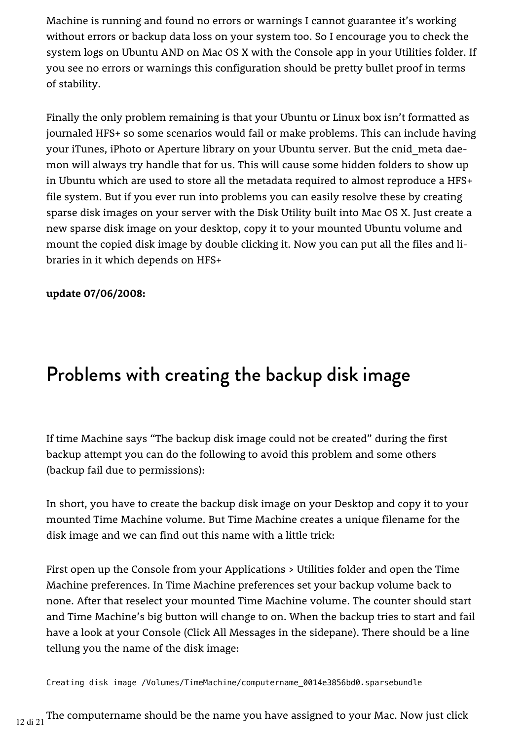Machine is running and found no errors or warnings I cannot guarantee it's working without errors or backup data loss on your system too. So I encourage you to check the system logs on Ubuntu AND on Mac OS X with the Console app in your Utilities folder. If you see no errors or warnings this configuration should be pretty bullet proof in terms of stability.

Finally the only problem remaining is that your Ubuntu or Linux box isn't formatted as journaled HFS+ so some scenarios would fail or make problems. This can include having your iTunes, iPhoto or Aperture library on your Ubuntu server. But the cnid_meta daemon will always try handle that for us. This will cause some hidden folders to show up in Ubuntu which are used to store all the metadata required to almost reproduce a HFS+ file system. But if you ever run into problems you can easily resolve these by creating sparse disk images on your server with the Disk Utility built into Mac OS X. Just create a new sparse disk image on your desktop, copy it to your mounted Ubuntu volume and mount the copied disk image by double clicking it. Now you can put all the files and libraries in it which depends on HFS+

**update 07/06/2008:**

# Problems with creating the backup disk image

If time Machine says "The backup disk image could not be created" during the first backup attempt you can do the following to avoid this problem and some others (backup fail due to permissions):

In short, you have to create the backup disk image on your Desktop and copy it to your mounted Time Machine volume. But Time Machine creates a unique filename for the disk image and we can find out this name with a little trick:

First open up the Console from your Applications > Utilities folder and open the Time Machine preferences. In Time Machine preferences set your backup volume back to none. After that reselect your mounted Time Machine volume. The counter should start and Time Machine's big button will change to on. When the backup tries to start and fail have a look at your Console (Click All Messages in the sidepane). There should be a line tellung you the name of the disk image:

```
Creating disk image /Volumes/TimeMachine/computername_0014e3856bd0.sparsebundle
```

The computername should be the name you have assigned to your Mac. Now just click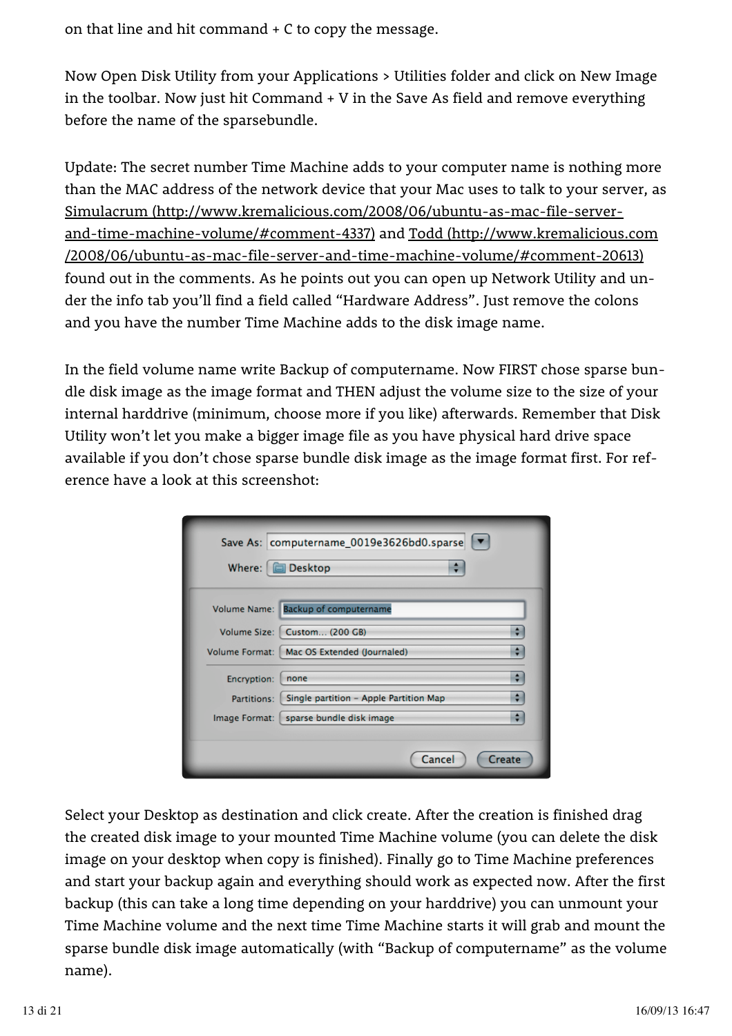on that line and hit command + C to copy the message.

Now Open Disk Utility from your Applications > Utilities folder and click on New Image in the toolbar. Now just hit Command + V in the Save As field and remove everything before the name of the sparsebundle.

Update: The secret number Time Machine adds to your computer name is nothing more than the MAC address of the network device that your Mac uses to talk to your server, as Simulacrum (http://www.kremalicious.com/2008/06/ubuntu-as-mac-file-server-and-time-machine-volume/#comment-4337) and Todd (http://www.kremalicious.com/2008/06/ubuntu-as-mac-file-server-and-time-machine-volume/#comment-20613) found out in the comments. As he points out you can open up Network Utility and under the info tab you'll find a field called "Hardware Address". Just remove the colons and you have the number Time Machine adds to the disk image name.

In the field volume name write Backup of computername. Now FIRST chose sparse bundle disk image as the image format and THEN adjust the volume size to the size of your internal harddrive (minimum, choose more if you like) afterwards. Remember that Disk Utility won't let you make a bigger image file as you have physical hard drive space available if you don't chose sparse bundle disk image as the image format first. For reference have a look at this screenshot:

Select your Desktop as destination and click create. After the creation is finished drag the created disk image to your mounted Time Machine volume (you can delete the disk image on your desktop when copy is finished). Finally go to Time Machine preferences and start your backup again and everything should work as expected now. After the first backup (this can take a long time depending on your harddrive) you can unmount your Time Machine volume and the next time Time Machine starts it will grab and mount the sparse bundle disk image automatically (with "Backup of computername" as the volume name).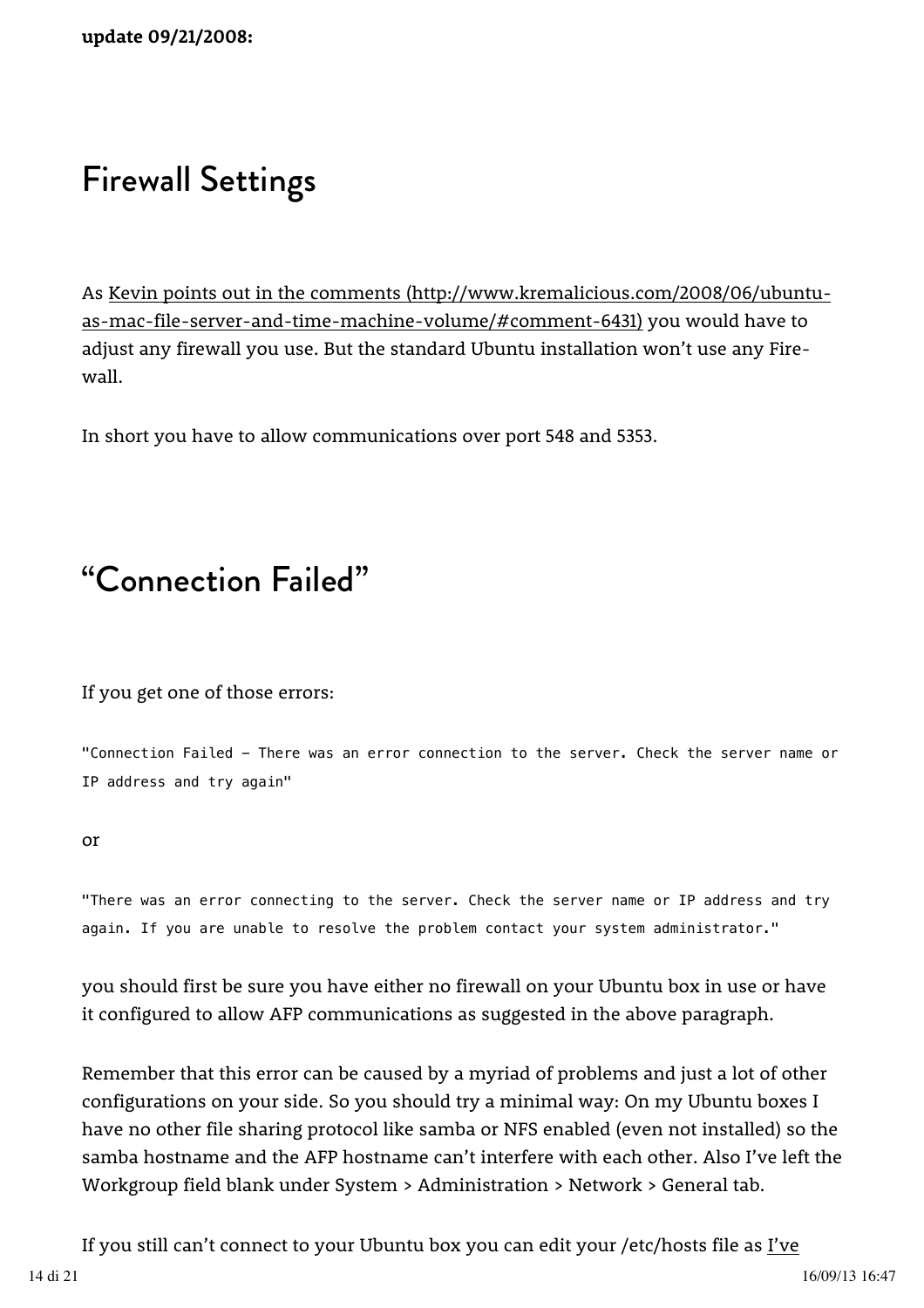**update 09/21/2008:**

## Firewall Settings

As [Kevin points out in the comments (http://www.kremalicious.com/2008/06/ubuntu-as-mac-file-server-and-time-machine-volume/#comment-6431)](http://www.kremalicious.com/2008/06/ubuntu-as-mac-file-server-and-time-machine-volume/#comment-6431) you would have to adjust any firewall you use. But the standard Ubuntu installation won't use any Firewall.

In short you have to allow communications over port 548 and 5353.

## "Connection Failed"

If you get one of those errors:

```
"Connection Failed - There was an error connection to the server. Check the server name or
IP address and try again"
```

or

```
"There was an error connecting to the server. Check the server name or IP address and try
again. If you are unable to resolve the problem contact your system administrator."
```

you should first be sure you have either no firewall on your Ubuntu box in use or have it configured to allow AFP communications as suggested in the above paragraph.

Remember that this error can be caused by a myriad of problems and just a lot of other configurations on your side. So you should try a minimal way: On my Ubuntu boxes I have no other file sharing protocol like samba or NFS enabled (even not installed) so the samba hostname and the AFP hostname can't interfere with each other. Also I've left the Workgroup field blank under System > Administration > Network > General tab.

If you still can't connect to your Ubuntu box you can edit your /etc/hosts file as I've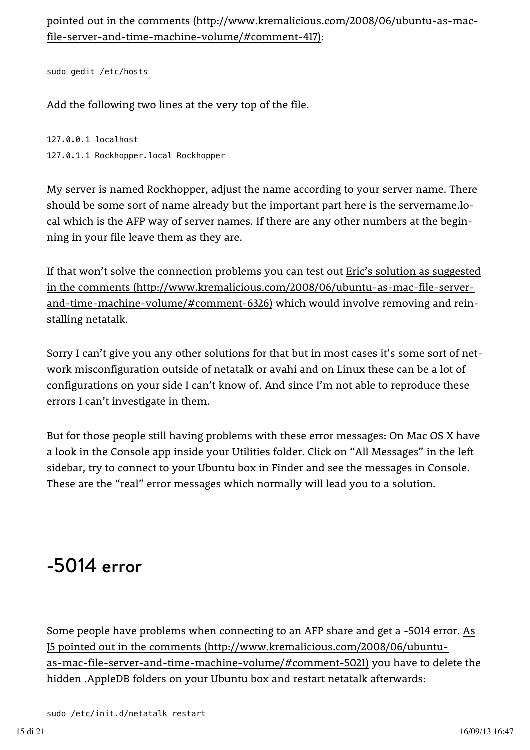[pointed out in the comments (http://www.kremalicious.com/2008/06/ubuntu-as-mac-file-server-and-time-machine-volume/#comment-417)](http://www.kremalicious.com/2008/06/ubuntu-as-mac-file-server-and-time-machine-volume/#comment-417):

```
sudo gedit /etc/hosts
```

Add the following two lines at the very top of the file.

```
127.0.0.1 localhost
127.0.1.1 Rockhopper.local Rockhopper
```

My server is named Rockhopper, adjust the name according to your server name. There should be some sort of name already but the important part here is the servername.local which is the AFP way of server names. If there are any other numbers at the beginning in your file leave them as they are.

If that won't solve the connection problems you can test out [Eric's solution as suggested in the comments (http://www.kremalicious.com/2008/06/ubuntu-as-mac-file-server-and-time-machine-volume/#comment-6326)](http://www.kremalicious.com/2008/06/ubuntu-as-mac-file-server-and-time-machine-volume/#comment-6326) which would involve removing and reinstalling netatalk.

Sorry I can't give you any other solutions for that but in most cases it's some sort of network misconfiguration outside of netatalk or avahi and on Linux these can be a lot of configurations on your side I can't know of. And since I'm not able to reproduce these errors I can't investigate in them.

But for those people still having problems with these error messages: On Mac OS X have a look in the Console app inside your Utilities folder. Click on "All Messages" in the left sidebar, try to connect to your Ubuntu box in Finder and see the messages in Console. These are the "real" error messages which normally will lead you to a solution.

## -5014 error

Some people have problems when connecting to an AFP share and get a -5014 error. [As J5 pointed out in the comments (http://www.kremalicious.com/2008/06/ubuntu-as-mac-file-server-and-time-machine-volume/#comment-5021)](http://www.kremalicious.com/2008/06/ubuntu-as-mac-file-server-and-time-machine-volume/#comment-5021) you have to delete the hidden .AppleDB folders on your Ubuntu box and restart netatalk afterwards:

```
sudo /etc/init.d/netatalk restart
```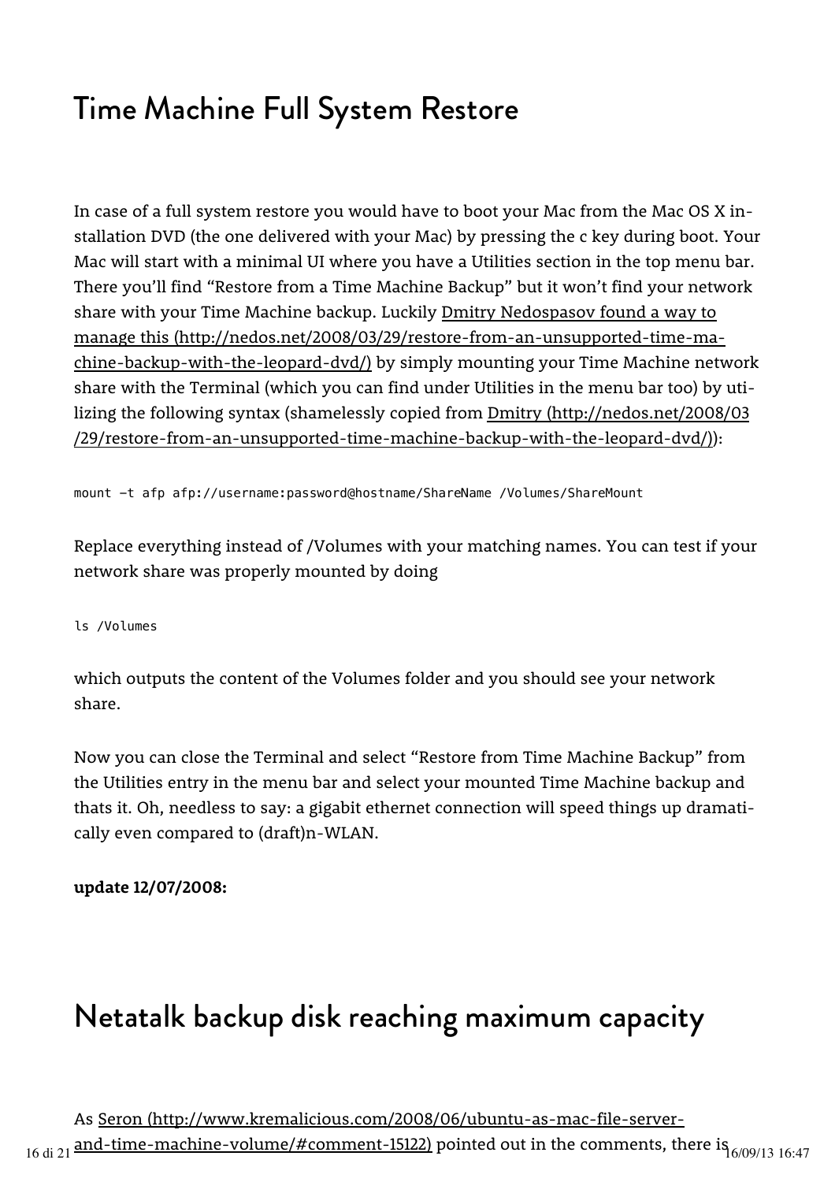# Time Machine Full System Restore

In case of a full system restore you would have to boot your Mac from the Mac OS X installation DVD (the one delivered with your Mac) by pressing the c key during boot. Your Mac will start with a minimal UI where you have a Utilities section in the top menu bar. There you'll find "Restore from a Time Machine Backup" but it won't find your network share with your Time Machine backup. Luckily [Dmitry Nedospasov found a way to manage this (http://nedos.net/2008/03/29/restore-from-an-unsupported-time-machine-backup-with-the-leopard-dvd/)](http://nedos.net/2008/03/29/restore-from-an-unsupported-time-machine-backup-with-the-leopard-dvd/) by simply mounting your Time Machine network share with the Terminal (which you can find under Utilities in the menu bar too) by utilizing the following syntax (shamelessly copied from [Dmitry (http://nedos.net/2008/03/29/restore-from-an-unsupported-time-machine-backup-with-the-leopard-dvd/)](http://nedos.net/2008/03/29/restore-from-an-unsupported-time-machine-backup-with-the-leopard-dvd/)):

```
mount –t afp afp://username:password@hostname/ShareName /Volumes/ShareMount
```

Replace everything instead of /Volumes with your matching names. You can test if your network share was properly mounted by doing

```
ls /Volumes
```

which outputs the content of the Volumes folder and you should see your network share.

Now you can close the Terminal and select "Restore from Time Machine Backup" from the Utilities entry in the menu bar and select your mounted Time Machine backup and thats it. Oh, needless to say: a gigabit ethernet connection will speed things up dramatically even compared to (draft)n-WLAN.

**update 12/07/2008:**

# Netatalk backup disk reaching maximum capacity

As [Seron (http://www.kremalicious.com/2008/06/ubuntu-as-mac-file-server-and-time-machine-volume/#comment-15122)](http://www.kremalicious.com/2008/06/ubuntu-as-mac-file-server-and-time-machine-volume/#comment-15122) pointed out in the comments, there is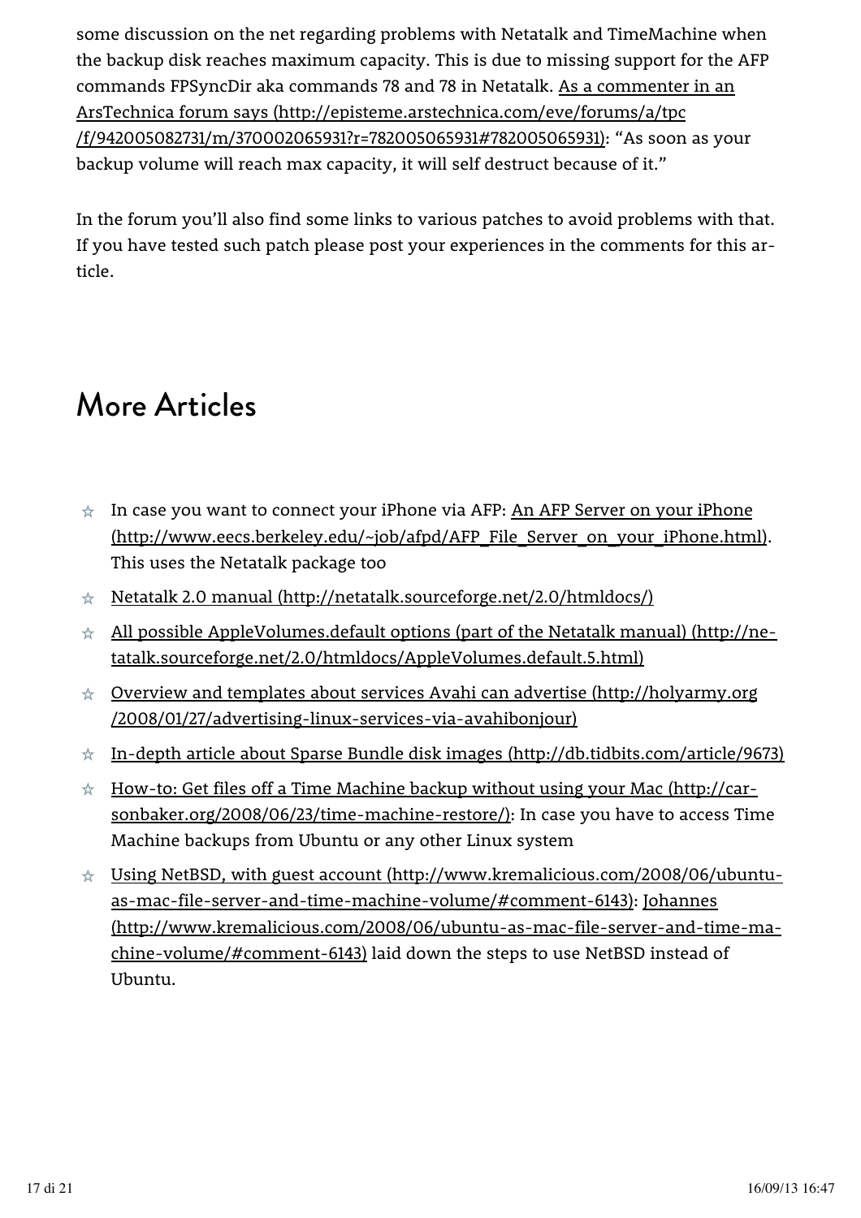some discussion on the net regarding problems with Netatalk and TimeMachine when the backup disk reaches maximum capacity. This is due to missing support for the AFP commands FPSyncDir aka commands 78 and 78 in Netatalk. As a commenter in an ArsTechnica forum says (http://episteme.arstechnica.com/eve/forums/a/tpc/f/942005082731/m/370002065931?r=782005065931#782005065931): "As soon as your backup volume will reach max capacity, it will self destruct because of it."

In the forum you'll also find some links to various patches to avoid problems with that. If you have tested such patch please post your experiences in the comments for this article.

## More Articles

- ☆ In case you want to connect your iPhone via AFP: An AFP Server on your iPhone (http://www.eecs.berkeley.edu/~job/afpd/AFP_File_Server_on_your_iPhone.html). This uses the Netatalk package too
- ☆ Netatalk 2.0 manual (http://netatalk.sourceforge.net/2.0/htmldocs/)
- ☆ All possible AppleVolumes.default options (part of the Netatalk manual) (http://netatalk.sourceforge.net/2.0/htmldocs/AppleVolumes.default.5.html)
- ☆ Overview and templates about services Avahi can advertise (http://holyarmy.org/2008/01/27/advertising-linux-services-via-avahibonjour)
- ☆ In-depth article about Sparse Bundle disk images (http://db.tidbits.com/article/9673)
- ☆ How-to: Get files off a Time Machine backup without using your Mac (http://carsonbaker.org/2008/06/23/time-machine-restore/): In case you have to access Time Machine backups from Ubuntu or any other Linux system
- ☆ Using NetBSD, with guest account (http://www.kremalicious.com/2008/06/ubuntu-as-mac-file-server-and-time-machine-volume/#comment-6143): Johannes (http://www.kremalicious.com/2008/06/ubuntu-as-mac-file-server-and-time-machine-volume/#comment-6143) laid down the steps to use NetBSD instead of Ubuntu.